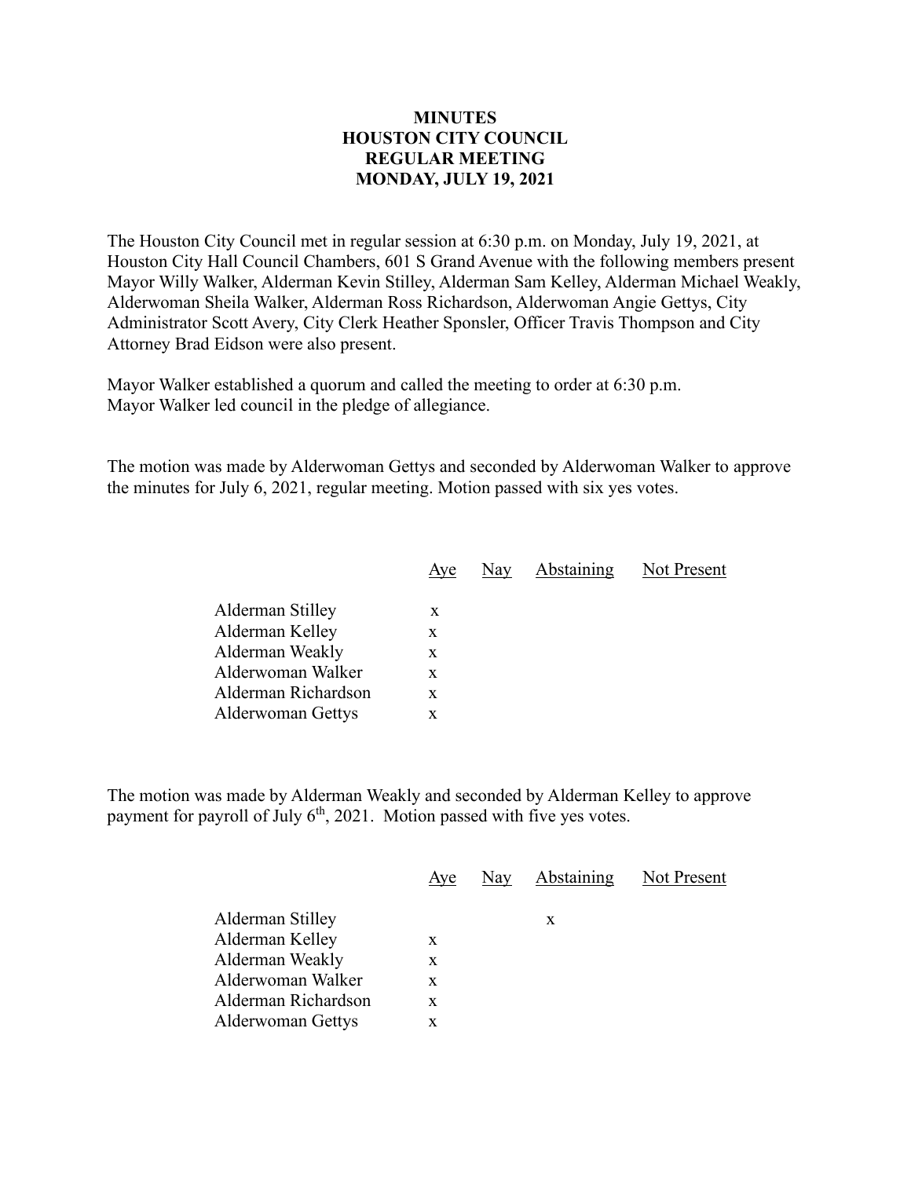# MINUTES
# HOUSTON CITY COUNCIL
# REGULAR MEETING
# MONDAY, JULY 19, 2021

The Houston City Council met in regular session at 6:30 p.m. on Monday, July 19, 2021, at Houston City Hall Council Chambers, 601 S Grand Avenue with the following members present Mayor Willy Walker, Alderman Kevin Stilley, Alderman Sam Kelley, Alderman Michael Weakly, Alderwoman Sheila Walker, Alderman Ross Richardson, Alderwoman Angie Gettys, City Administrator Scott Avery, City Clerk Heather Sponsler, Officer Travis Thompson and City Attorney Brad Eidson were also present.

Mayor Walker established a quorum and called the meeting to order at 6:30 p.m.
Mayor Walker led council in the pledge of allegiance.

The motion was made by Alderwoman Gettys and seconded by Alderwoman Walker to approve the minutes for July 6, 2021, regular meeting. Motion passed with six yes votes.

| | Aye | Nay | Abstaining | Not Present |
|---|---|---|---|---|
| Alderman Stilley | x | | | |
| Alderman Kelley | x | | | |
| Alderman Weakly | x | | | |
| Alderwoman Walker | x | | | |
| Alderman Richardson | x | | | |
| Alderwoman Gettys | x | | | |

The motion was made by Alderman Weakly and seconded by Alderman Kelley to approve payment for payroll of July 6th, 2021. Motion passed with five yes votes.

| | Aye | Nay | Abstaining | Not Present |
|---|---|---|---|---|
| Alderman Stilley | | | x | |
| Alderman Kelley | x | | | |
| Alderman Weakly | x | | | |
| Alderwoman Walker | x | | | |
| Alderman Richardson | x | | | |
| Alderwoman Gettys | x | | | |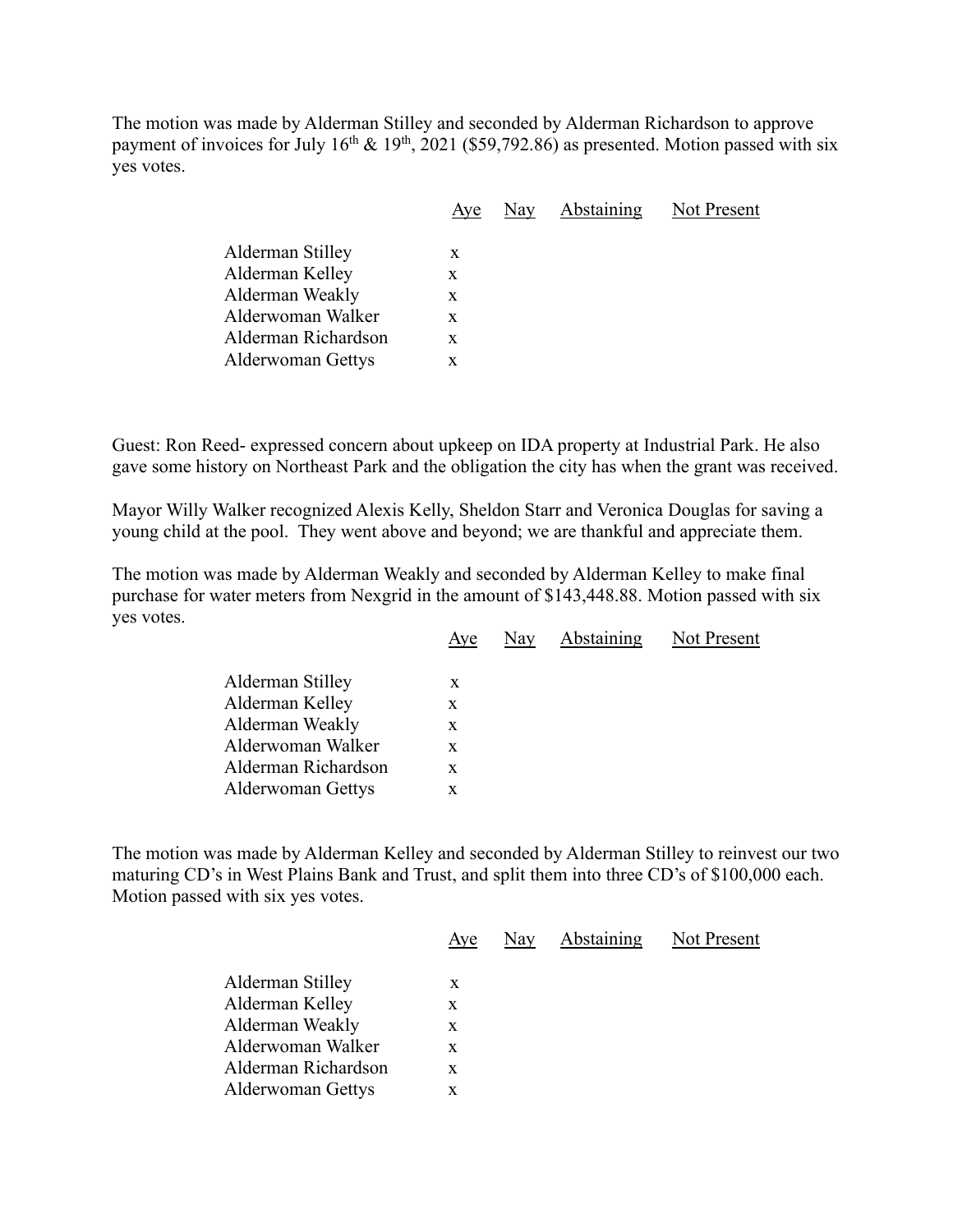The motion was made by Alderman Stilley and seconded by Alderman Richardson to approve payment of invoices for July 16th & 19th, 2021 ($59,792.86) as presented. Motion passed with six yes votes.

| | Aye | Nay | Abstaining | Not Present |
|---|---|---|---|---|
| Alderman Stilley | x | | | |
| Alderman Kelley | x | | | |
| Alderman Weakly | x | | | |
| Alderwoman Walker | x | | | |
| Alderman Richardson | x | | | |
| Alderwoman Gettys | x | | | |

Guest: Ron Reed- expressed concern about upkeep on IDA property at Industrial Park. He also gave some history on Northeast Park and the obligation the city has when the grant was received.

Mayor Willy Walker recognized Alexis Kelly, Sheldon Starr and Veronica Douglas for saving a young child at the pool. They went above and beyond; we are thankful and appreciate them.

The motion was made by Alderman Weakly and seconded by Alderman Kelley to make final purchase for water meters from Nexgrid in the amount of $143,448.88. Motion passed with six yes votes.

| | Aye | Nay | Abstaining | Not Present |
|---|---|---|---|---|
| Alderman Stilley | x | | | |
| Alderman Kelley | x | | | |
| Alderman Weakly | x | | | |
| Alderwoman Walker | x | | | |
| Alderman Richardson | x | | | |
| Alderwoman Gettys | x | | | |

The motion was made by Alderman Kelley and seconded by Alderman Stilley to reinvest our two maturing CD's in West Plains Bank and Trust, and split them into three CD's of $100,000 each. Motion passed with six yes votes.

| | Aye | Nay | Abstaining | Not Present |
|---|---|---|---|---|
| Alderman Stilley | x | | | |
| Alderman Kelley | x | | | |
| Alderman Weakly | x | | | |
| Alderwoman Walker | x | | | |
| Alderman Richardson | x | | | |
| Alderwoman Gettys | x | | | |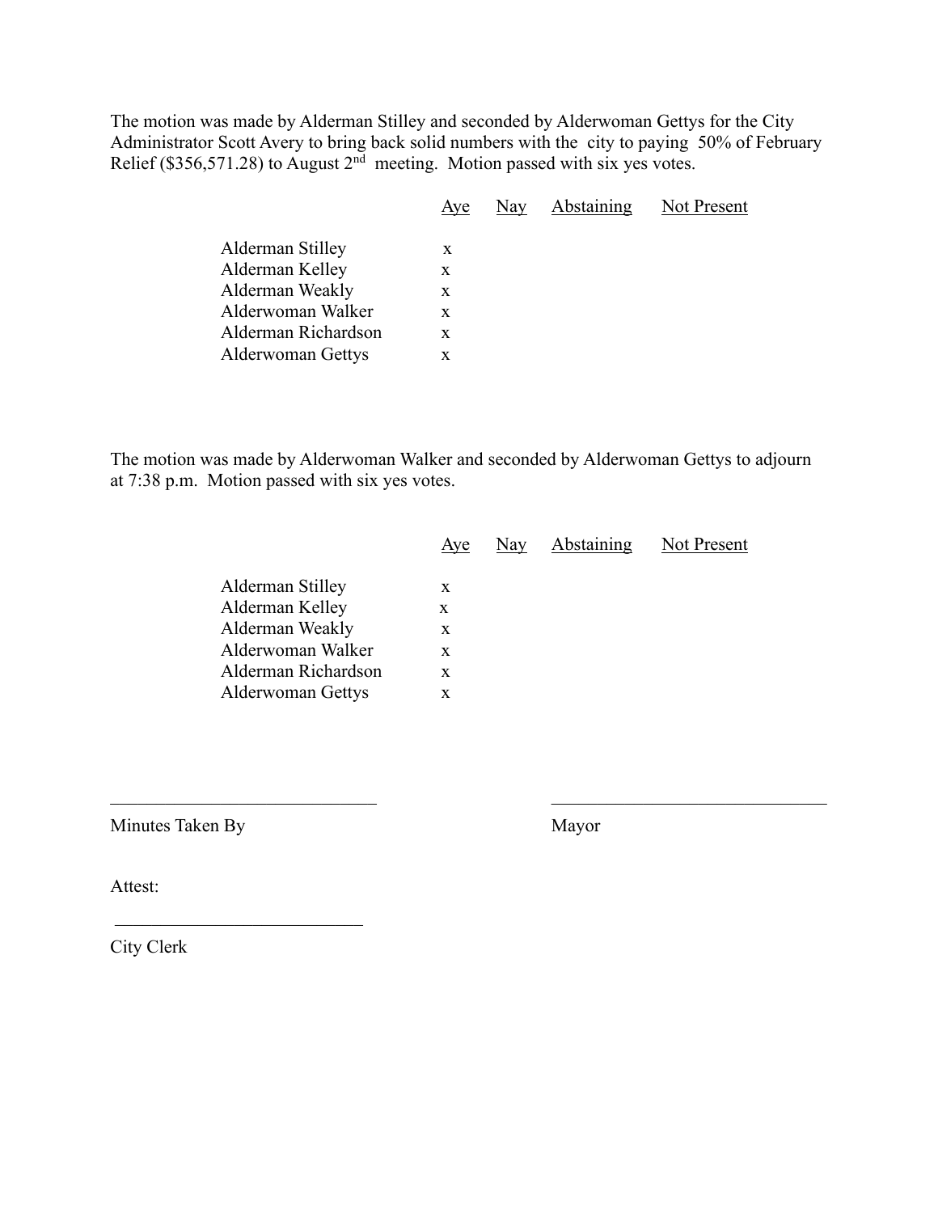The motion was made by Alderman Stilley and seconded by Alderwoman Gettys for the City Administrator Scott Avery to bring back solid numbers with the city to paying 50% of February Relief ($356,571.28) to August 2nd meeting. Motion passed with six yes votes.

| | Aye | Nay | Abstaining | Not Present |
|---|---|---|---|---|
| Alderman Stilley | x | | | |
| Alderman Kelley | x | | | |
| Alderman Weakly | x | | | |
| Alderwoman Walker | x | | | |
| Alderman Richardson | x | | | |
| Alderwoman Gettys | x | | | |

The motion was made by Alderwoman Walker and seconded by Alderwoman Gettys to adjourn at 7:38 p.m. Motion passed with six yes votes.

| | Aye | Nay | Abstaining | Not Present |
|---|---|---|---|---|
| Alderman Stilley | x | | | |
| Alderman Kelley | x | | | |
| Alderman Weakly | x | | | |
| Alderwoman Walker | x | | | |
| Alderman Richardson | x | | | |
| Alderwoman Gettys | x | | | |

______________________________ ______________________________

Minutes Taken By Mayor

Attest:

______________________________

City Clerk